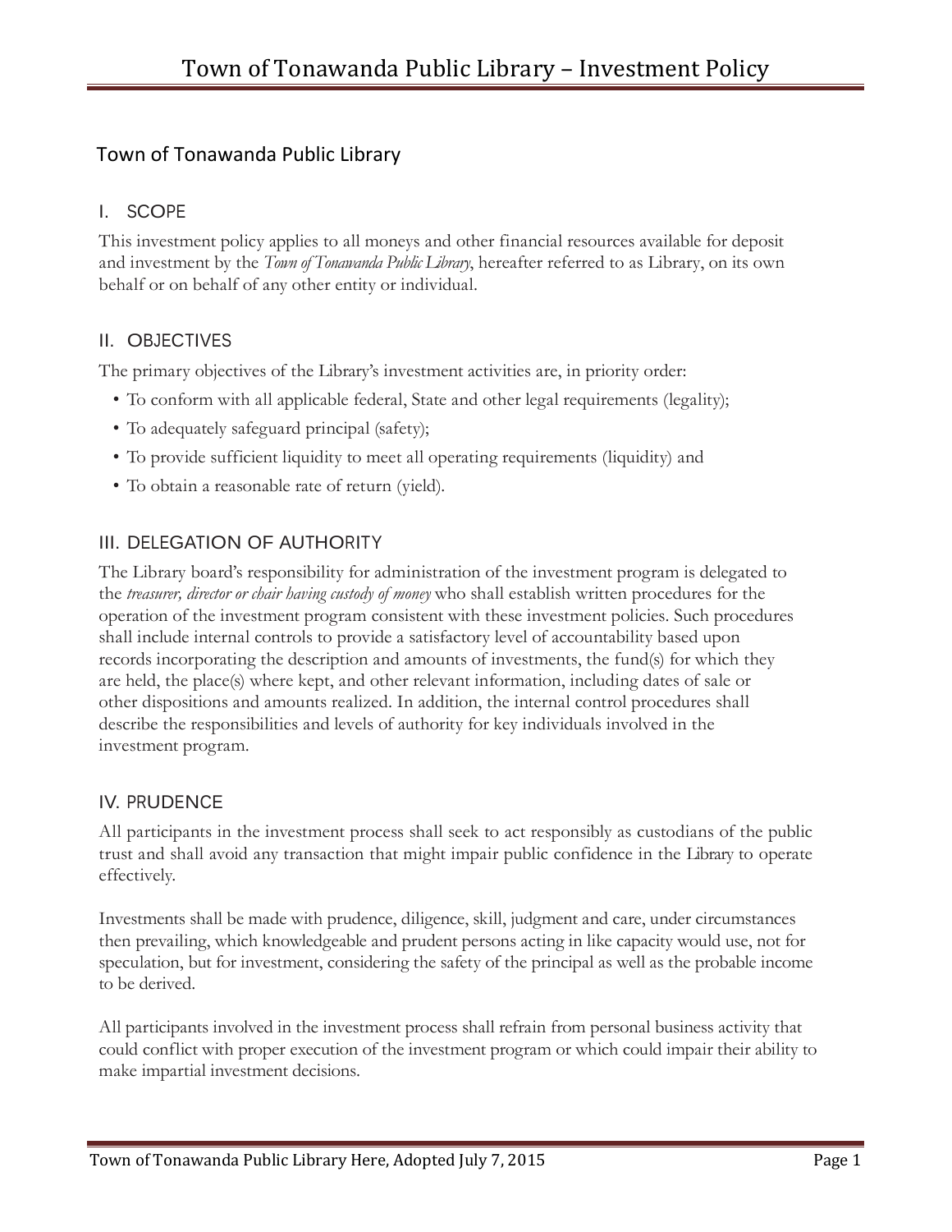## Town of Tonawanda Public Library

### I. SCOPE

This investment policy applies to all moneys and other financial resources available for deposit and investment by the *Town of Tonawanda Public Library*, hereafter referred to as Library, on its own behalf or on behalf of any other entity or individual.

### II. OBJECTIVES

The primary objectives of the Library's investment activities are, in priority order:

- To conform with all applicable federal, State and other legal requirements (legality);
- To adequately safeguard principal (safety);
- To provide sufficient liquidity to meet all operating requirements (liquidity) and
- To obtain a reasonable rate of return (yield).

### III. DELEGATION OF AUTHORITY

The Library board's responsibility for administration of the investment program is delegated to the *treasurer, director or chair having custody of money* who shall establish written procedures for the operation of the investment program consistent with these investment policies. Such procedures shall include internal controls to provide a satisfactory level of accountability based upon records incorporating the description and amounts of investments, the fund(s) for which they are held, the place(s) where kept, and other relevant information, including dates of sale or other dispositions and amounts realized. In addition, the internal control procedures shall describe the responsibilities and levels of authority for key individuals involved in the investment program.

### IV. PRUDENCE

All participants in the investment process shall seek to act responsibly as custodians of the public trust and shall avoid any transaction that might impair public confidence in the Library to operate effectively.

Investments shall be made with prudence, diligence, skill, judgment and care, under circumstances then prevailing, which knowledgeable and prudent persons acting in like capacity would use, not for speculation, but for investment, considering the safety of the principal as well as the probable income to be derived.

All participants involved in the investment process shall refrain from personal business activity that could conflict with proper execution of the investment program or which could impair their ability to make impartial investment decisions.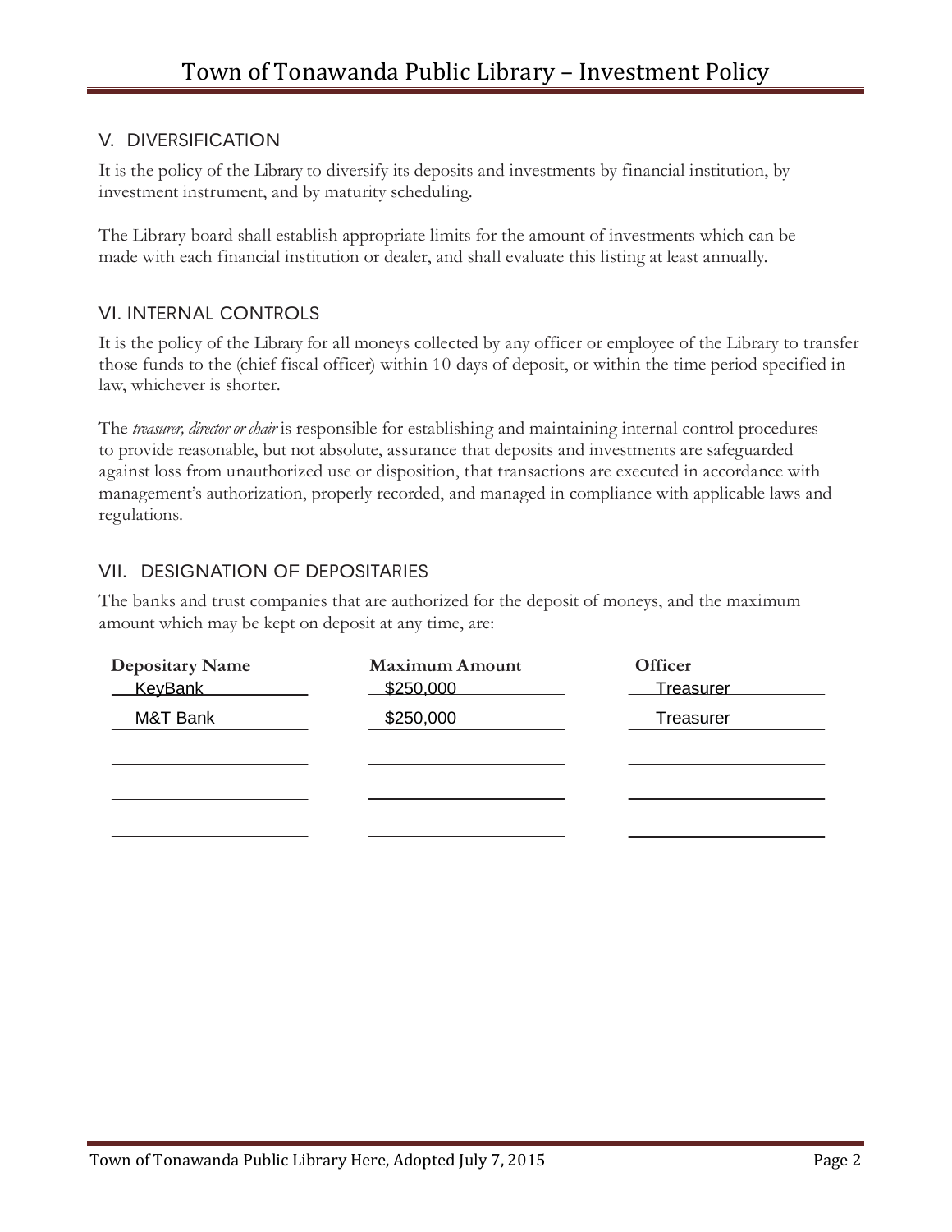## V. DIVERSIFICATION

It is the policy of the Library to diversify its deposits and investments by financial institution, by investment instrument, and by maturity scheduling.

The Library board shall establish appropriate limits for the amount of investments which can be made with each financial institution or dealer, and shall evaluate this listing at least annually.

## VI. INTERNAL CONTROLS

It is the policy of the Library for all moneys collected by any officer or employee of the Library to transfer those funds to the (chief fiscal officer) within 10 days of deposit, or within the time period specified in law, whichever is shorter.

The *treasurer, director or chair* is responsible for establishing and maintaining internal control procedures to provide reasonable, but not absolute, assurance that deposits and investments are safeguarded against loss from unauthorized use or disposition, that transactions are executed in accordance with management's authorization, properly recorded, and managed in compliance with applicable laws and regulations.

## VII. DESIGNATION OF DEPOSITARIES

The banks and trust companies that are authorized for the deposit of moneys, and the maximum amount which may be kept on deposit at any time, are:

| Depositary Name | Maximum Amount | Officer |
|---|---|---|
| KeyBank | $250,000 | Treasurer |
| M&T Bank | $250,000 | Treasurer |
| | | |
| | | |
| | | |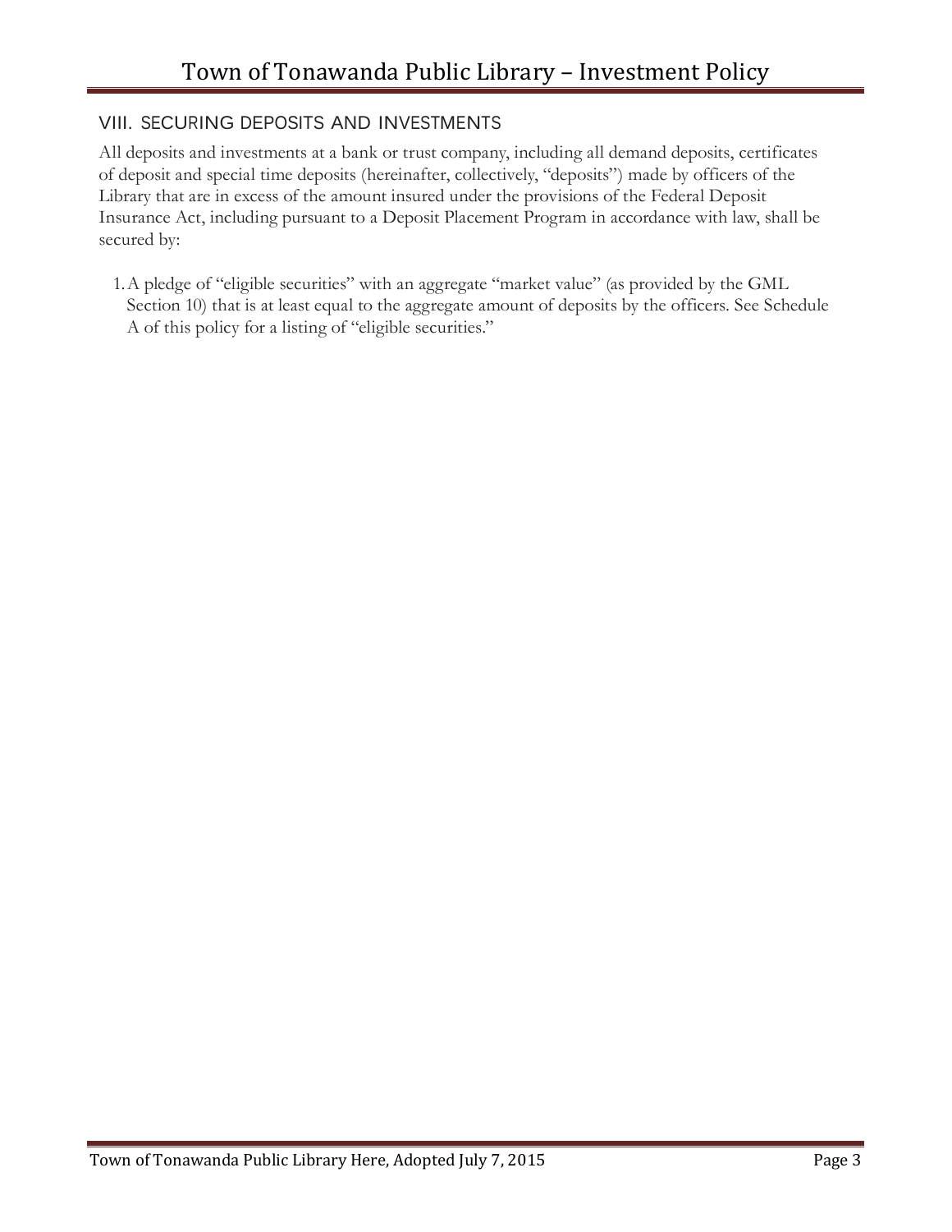## VIII. SECURING DEPOSITS AND INVESTMENTS

All deposits and investments at a bank or trust company, including all demand deposits, certificates of deposit and special time deposits (hereinafter, collectively, "deposits") made by officers of the Library that are in excess of the amount insured under the provisions of the Federal Deposit Insurance Act, including pursuant to a Deposit Placement Program in accordance with law, shall be secured by:

1. A pledge of "eligible securities" with an aggregate "market value" (as provided by the GML Section 10) that is at least equal to the aggregate amount of deposits by the officers. See Schedule A of this policy for a listing of "eligible securities."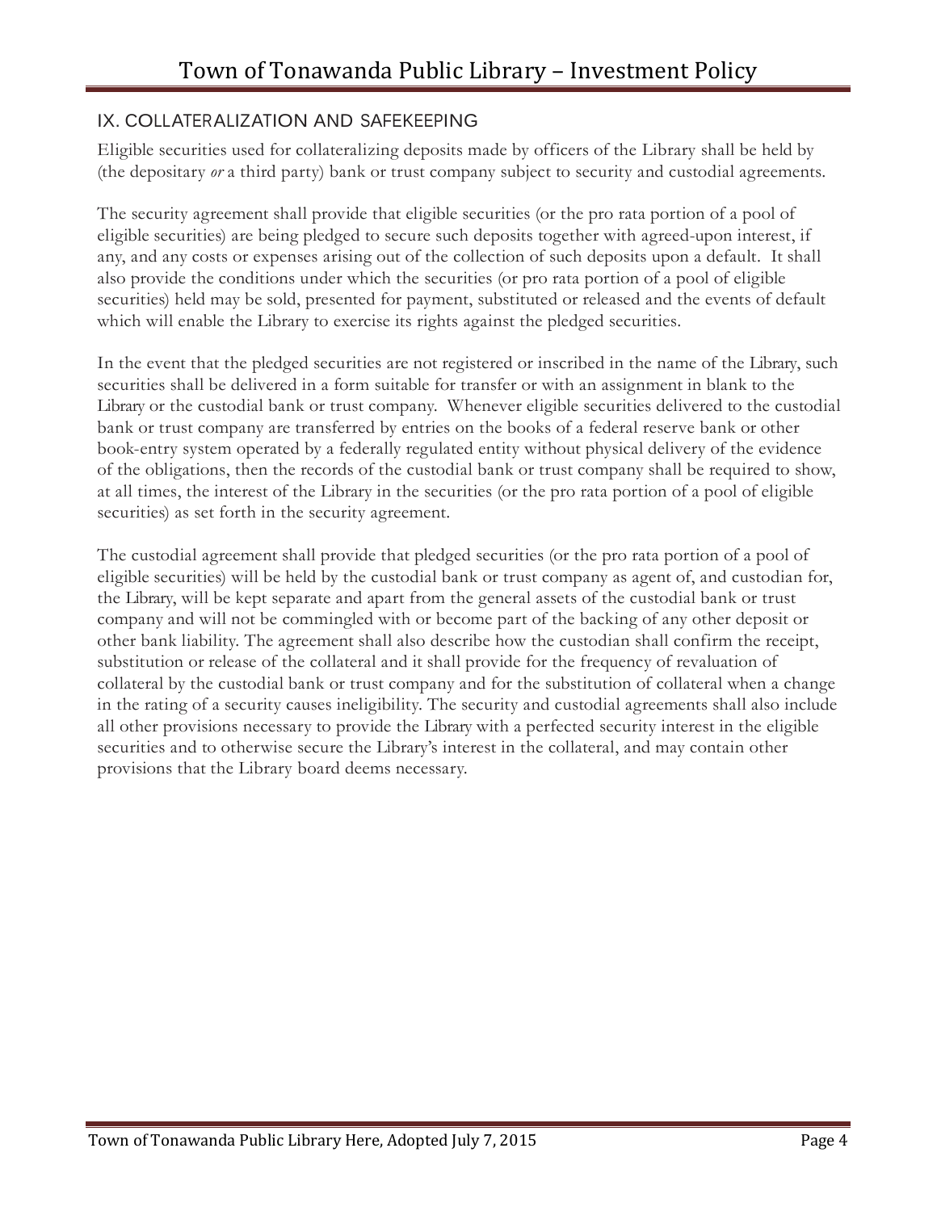## IX. COLLATERALIZATION AND SAFEKEEPING

Eligible securities used for collateralizing deposits made by officers of the Library shall be held by (the depositary *or* a third party) bank or trust company subject to security and custodial agreements.

The security agreement shall provide that eligible securities (or the pro rata portion of a pool of eligible securities) are being pledged to secure such deposits together with agreed-upon interest, if any, and any costs or expenses arising out of the collection of such deposits upon a default. It shall also provide the conditions under which the securities (or pro rata portion of a pool of eligible securities) held may be sold, presented for payment, substituted or released and the events of default which will enable the Library to exercise its rights against the pledged securities.

In the event that the pledged securities are not registered or inscribed in the name of the Library, such securities shall be delivered in a form suitable for transfer or with an assignment in blank to the Library or the custodial bank or trust company. Whenever eligible securities delivered to the custodial bank or trust company are transferred by entries on the books of a federal reserve bank or other book-entry system operated by a federally regulated entity without physical delivery of the evidence of the obligations, then the records of the custodial bank or trust company shall be required to show, at all times, the interest of the Library in the securities (or the pro rata portion of a pool of eligible securities) as set forth in the security agreement.

The custodial agreement shall provide that pledged securities (or the pro rata portion of a pool of eligible securities) will be held by the custodial bank or trust company as agent of, and custodian for, the Library, will be kept separate and apart from the general assets of the custodial bank or trust company and will not be commingled with or become part of the backing of any other deposit or other bank liability. The agreement shall also describe how the custodian shall confirm the receipt, substitution or release of the collateral and it shall provide for the frequency of revaluation of collateral by the custodial bank or trust company and for the substitution of collateral when a change in the rating of a security causes ineligibility. The security and custodial agreements shall also include all other provisions necessary to provide the Library with a perfected security interest in the eligible securities and to otherwise secure the Library's interest in the collateral, and may contain other provisions that the Library board deems necessary.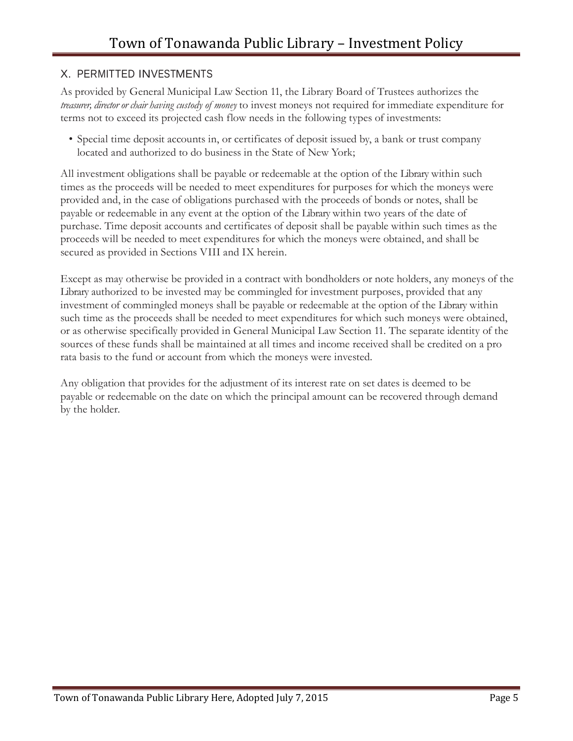## X. PERMITTED INVESTMENTS

As provided by General Municipal Law Section 11, the Library Board of Trustees authorizes the *treasurer, director or chair having custody of money* to invest moneys not required for immediate expenditure for terms not to exceed its projected cash flow needs in the following types of investments:

- Special time deposit accounts in, or certificates of deposit issued by, a bank or trust company located and authorized to do business in the State of New York;

All investment obligations shall be payable or redeemable at the option of the Library within such times as the proceeds will be needed to meet expenditures for purposes for which the moneys were provided and, in the case of obligations purchased with the proceeds of bonds or notes, shall be payable or redeemable in any event at the option of the Library within two years of the date of purchase. Time deposit accounts and certificates of deposit shall be payable within such times as the proceeds will be needed to meet expenditures for which the moneys were obtained, and shall be secured as provided in Sections VIII and IX herein.

Except as may otherwise be provided in a contract with bondholders or note holders, any moneys of the Library authorized to be invested may be commingled for investment purposes, provided that any investment of commingled moneys shall be payable or redeemable at the option of the Library within such time as the proceeds shall be needed to meet expenditures for which such moneys were obtained, or as otherwise specifically provided in General Municipal Law Section 11. The separate identity of the sources of these funds shall be maintained at all times and income received shall be credited on a pro rata basis to the fund or account from which the moneys were invested.

Any obligation that provides for the adjustment of its interest rate on set dates is deemed to be payable or redeemable on the date on which the principal amount can be recovered through demand by the holder.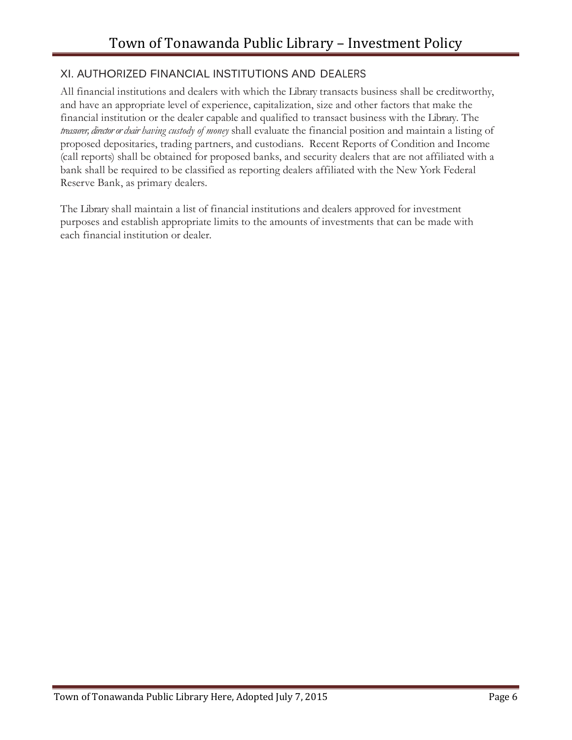## XI. AUTHORIZED FINANCIAL INSTITUTIONS AND DEALERS

All financial institutions and dealers with which the Library transacts business shall be creditworthy, and have an appropriate level of experience, capitalization, size and other factors that make the financial institution or the dealer capable and qualified to transact business with the Library. The *treasurer, director or chair having custody of money* shall evaluate the financial position and maintain a listing of proposed depositaries, trading partners, and custodians. Recent Reports of Condition and Income (call reports) shall be obtained for proposed banks, and security dealers that are not affiliated with a bank shall be required to be classified as reporting dealers affiliated with the New York Federal Reserve Bank, as primary dealers.

The Library shall maintain a list of financial institutions and dealers approved for investment purposes and establish appropriate limits to the amounts of investments that can be made with each financial institution or dealer.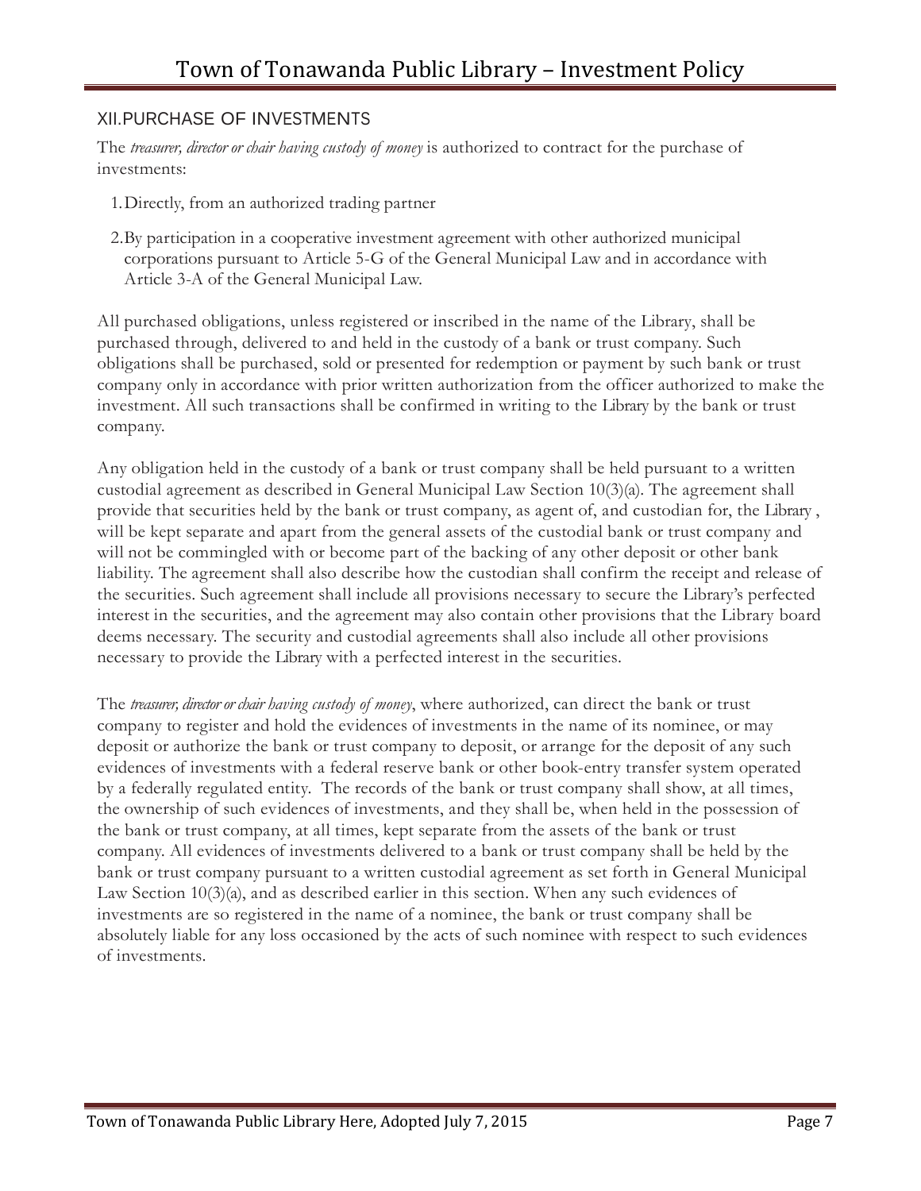## XII.PURCHASE OF INVESTMENTS

The *treasurer, director or chair having custody of money* is authorized to contract for the purchase of investments:

1. Directly, from an authorized trading partner
2. By participation in a cooperative investment agreement with other authorized municipal corporations pursuant to Article 5-G of the General Municipal Law and in accordance with Article 3-A of the General Municipal Law.

All purchased obligations, unless registered or inscribed in the name of the Library, shall be purchased through, delivered to and held in the custody of a bank or trust company. Such obligations shall be purchased, sold or presented for redemption or payment by such bank or trust company only in accordance with prior written authorization from the officer authorized to make the investment. All such transactions shall be confirmed in writing to the Library by the bank or trust company.

Any obligation held in the custody of a bank or trust company shall be held pursuant to a written custodial agreement as described in General Municipal Law Section 10(3)(a). The agreement shall provide that securities held by the bank or trust company, as agent of, and custodian for, the Library , will be kept separate and apart from the general assets of the custodial bank or trust company and will not be commingled with or become part of the backing of any other deposit or other bank liability. The agreement shall also describe how the custodian shall confirm the receipt and release of the securities. Such agreement shall include all provisions necessary to secure the Library's perfected interest in the securities, and the agreement may also contain other provisions that the Library board deems necessary. The security and custodial agreements shall also include all other provisions necessary to provide the Library with a perfected interest in the securities.

The *treasurer, director or chair having custody of money*, where authorized, can direct the bank or trust company to register and hold the evidences of investments in the name of its nominee, or may deposit or authorize the bank or trust company to deposit, or arrange for the deposit of any such evidences of investments with a federal reserve bank or other book-entry transfer system operated by a federally regulated entity. The records of the bank or trust company shall show, at all times, the ownership of such evidences of investments, and they shall be, when held in the possession of the bank or trust company, at all times, kept separate from the assets of the bank or trust company. All evidences of investments delivered to a bank or trust company shall be held by the bank or trust company pursuant to a written custodial agreement as set forth in General Municipal Law Section 10(3)(a), and as described earlier in this section. When any such evidences of investments are so registered in the name of a nominee, the bank or trust company shall be absolutely liable for any loss occasioned by the acts of such nominee with respect to such evidences of investments.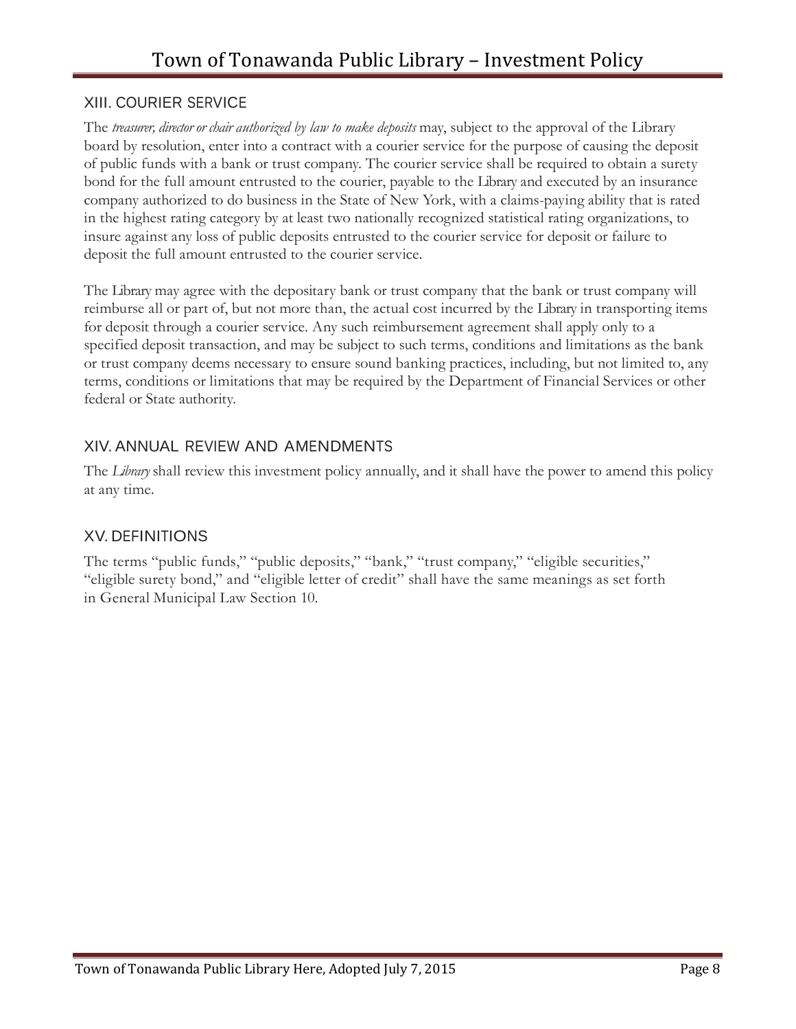## XIII. COURIER SERVICE

The *treasurer, director or chair authorized by law to make deposits* may, subject to the approval of the Library board by resolution, enter into a contract with a courier service for the purpose of causing the deposit of public funds with a bank or trust company. The courier service shall be required to obtain a surety bond for the full amount entrusted to the courier, payable to the Library and executed by an insurance company authorized to do business in the State of New York, with a claims-paying ability that is rated in the highest rating category by at least two nationally recognized statistical rating organizations, to insure against any loss of public deposits entrusted to the courier service for deposit or failure to deposit the full amount entrusted to the courier service.

The Library may agree with the depositary bank or trust company that the bank or trust company will reimburse all or part of, but not more than, the actual cost incurred by the Library in transporting items for deposit through a courier service. Any such reimbursement agreement shall apply only to a specified deposit transaction, and may be subject to such terms, conditions and limitations as the bank or trust company deems necessary to ensure sound banking practices, including, but not limited to, any terms, conditions or limitations that may be required by the Department of Financial Services or other federal or State authority.

## XIV. ANNUAL REVIEW AND AMENDMENTS

The *Library* shall review this investment policy annually, and it shall have the power to amend this policy at any time.

## XV. DEFINITIONS

The terms "public funds," "public deposits," "bank," "trust company," "eligible securities," "eligible surety bond," and "eligible letter of credit" shall have the same meanings as set forth in General Municipal Law Section 10.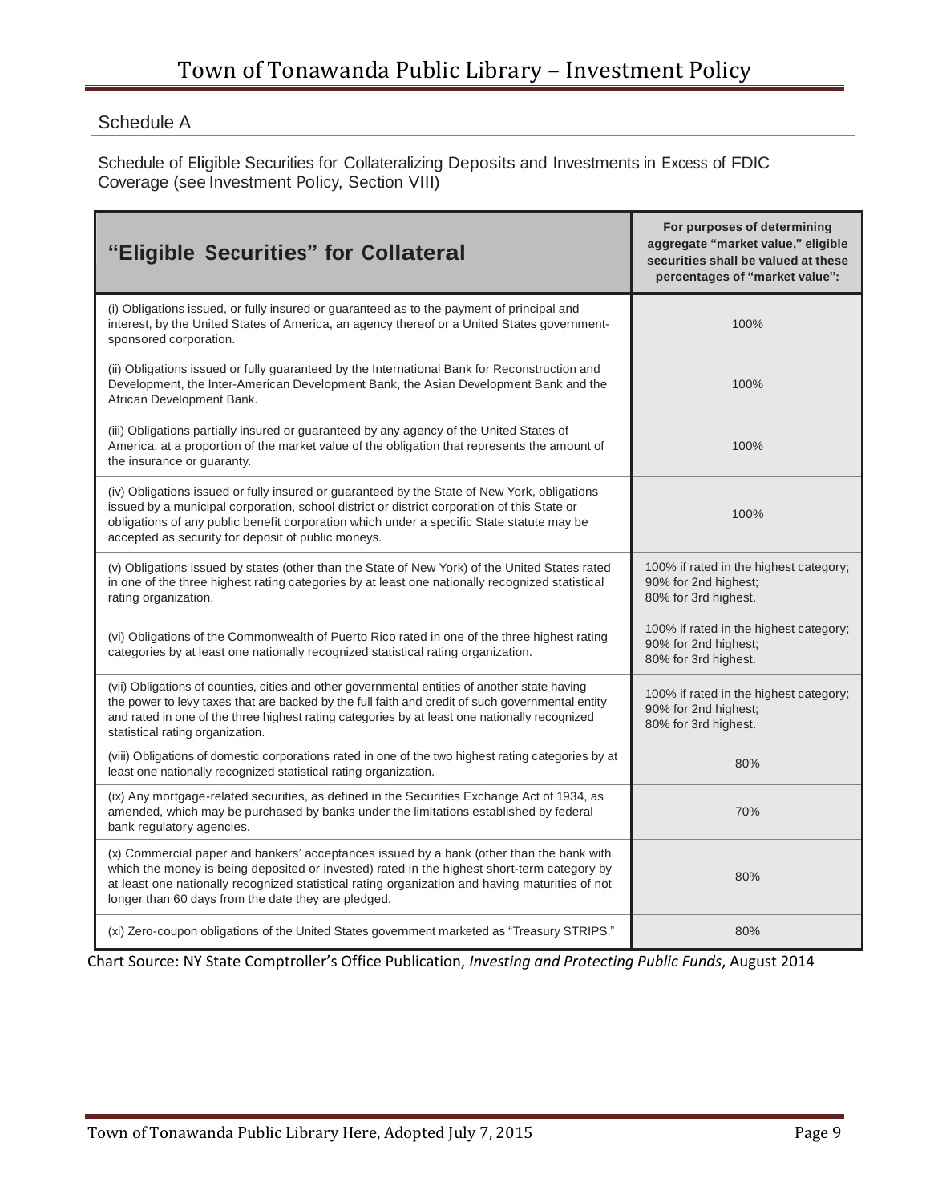## Schedule A

Schedule of Eligible Securities for Collateralizing Deposits and Investments in Excess of FDIC Coverage (see Investment Policy, Section VIII)

| "Eligible Securities" for Collateral | For purposes of determining aggregate "market value," eligible securities shall be valued at these percentages of "market value": |
|---|---|
| (i) Obligations issued, or fully insured or guaranteed as to the payment of principal and interest, by the United States of America, an agency thereof or a United States government-sponsored corporation. | 100% |
| (ii) Obligations issued or fully guaranteed by the International Bank for Reconstruction and Development, the Inter-American Development Bank, the Asian Development Bank and the African Development Bank. | 100% |
| (iii) Obligations partially insured or guaranteed by any agency of the United States of America, at a proportion of the market value of the obligation that represents the amount of the insurance or guaranty. | 100% |
| (iv) Obligations issued or fully insured or guaranteed by the State of New York, obligations issued by a municipal corporation, school district or district corporation of this State or obligations of any public benefit corporation which under a specific State statute may be accepted as security for deposit of public moneys. | 100% |
| (v) Obligations issued by states (other than the State of New York) of the United States rated in one of the three highest rating categories by at least one nationally recognized statistical rating organization. | 100% if rated in the highest category; 90% for 2nd highest; 80% for 3rd highest. |
| (vi) Obligations of the Commonwealth of Puerto Rico rated in one of the three highest rating categories by at least one nationally recognized statistical rating organization. | 100% if rated in the highest category; 90% for 2nd highest; 80% for 3rd highest. |
| (vii) Obligations of counties, cities and other governmental entities of another state having the power to levy taxes that are backed by the full faith and credit of such governmental entity and rated in one of the three highest rating categories by at least one nationally recognized statistical rating organization. | 100% if rated in the highest category; 90% for 2nd highest; 80% for 3rd highest. |
| (viii) Obligations of domestic corporations rated in one of the two highest rating categories by at least one nationally recognized statistical rating organization. | 80% |
| (ix) Any mortgage-related securities, as defined in the Securities Exchange Act of 1934, as amended, which may be purchased by banks under the limitations established by federal bank regulatory agencies. | 70% |
| (x) Commercial paper and bankers' acceptances issued by a bank (other than the bank with which the money is being deposited or invested) rated in the highest short-term category by at least one nationally recognized statistical rating organization and having maturities of not longer than 60 days from the date they are pledged. | 80% |
| (xi) Zero-coupon obligations of the United States government marketed as "Treasury STRIPS." | 80% |

Chart Source: NY State Comptroller's Office Publication, *Investing and Protecting Public Funds*, August 2014